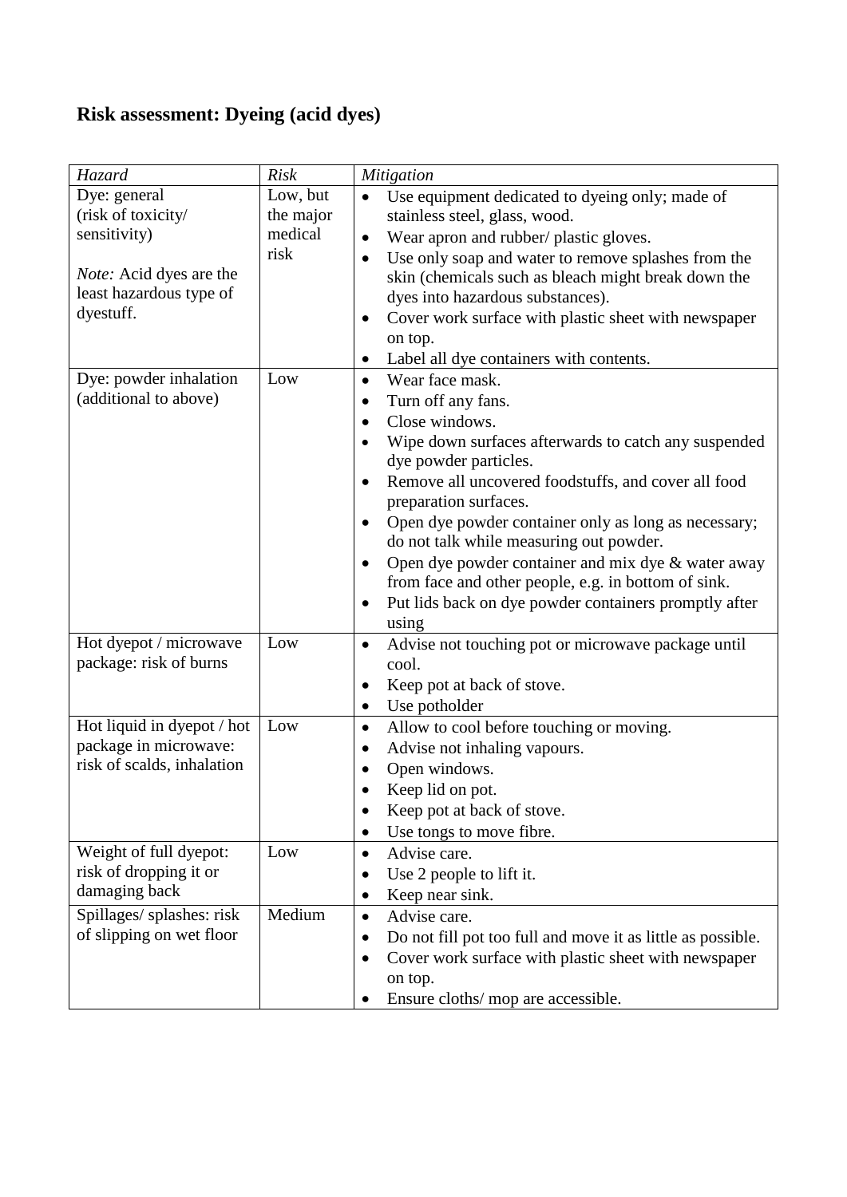# Risk assessment: Dyeing (acid dyes)

| *Hazard* | *Risk* | *Mitigation* |
|---|---|---|
| Dye: general (risk of toxicity/ sensitivity)<br><br>*Note:* Acid dyes are the least hazardous type of dyestuff. | Low, but the major medical risk | • Use equipment dedicated to dyeing only; made of stainless steel, glass, wood.<br>• Wear apron and rubber/ plastic gloves.<br>• Use only soap and water to remove splashes from the skin (chemicals such as bleach might break down the dyes into hazardous substances).<br>• Cover work surface with plastic sheet with newspaper on top.<br>• Label all dye containers with contents. |
| Dye: powder inhalation (additional to above) | Low | • Wear face mask.<br>• Turn off any fans.<br>• Close windows.<br>• Wipe down surfaces afterwards to catch any suspended dye powder particles.<br>• Remove all uncovered foodstuffs, and cover all food preparation surfaces.<br>• Open dye powder container only as long as necessary; do not talk while measuring out powder.<br>• Open dye powder container and mix dye & water away from face and other people, e.g. in bottom of sink.<br>• Put lids back on dye powder containers promptly after using |
| Hot dyepot / microwave package: risk of burns | Low | • Advise not touching pot or microwave package until cool.<br>• Keep pot at back of stove.<br>• Use potholder |
| Hot liquid in dyepot / hot package in microwave: risk of scalds, inhalation | Low | • Allow to cool before touching or moving.<br>• Advise not inhaling vapours.<br>• Open windows.<br>• Keep lid on pot.<br>• Keep pot at back of stove.<br>• Use tongs to move fibre. |
| Weight of full dyepot: risk of dropping it or damaging back | Low | • Advise care.<br>• Use 2 people to lift it.<br>• Keep near sink. |
| Spillages/ splashes: risk of slipping on wet floor | Medium | • Advise care.<br>• Do not fill pot too full and move it as little as possible.<br>• Cover work surface with plastic sheet with newspaper on top.<br>• Ensure cloths/ mop are accessible. |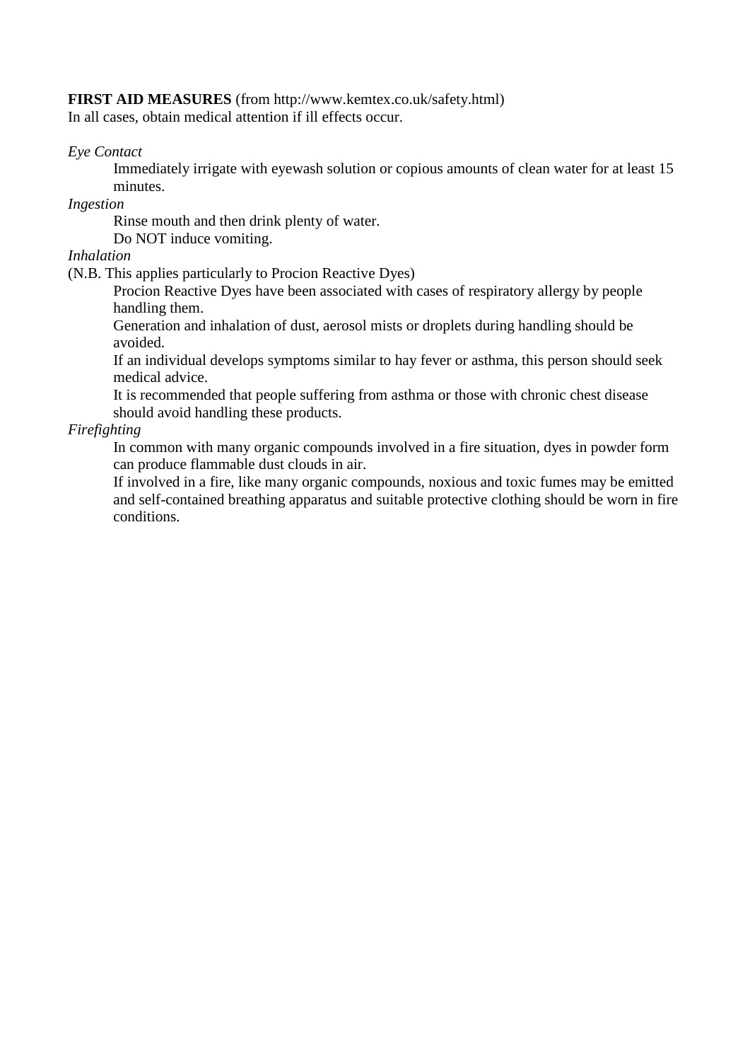**FIRST AID MEASURES** (from http://www.kemtex.co.uk/safety.html)
In all cases, obtain medical attention if ill effects occur.

*Eye Contact*

Immediately irrigate with eyewash solution or copious amounts of clean water for at least 15 minutes.

*Ingestion*

Rinse mouth and then drink plenty of water.
Do NOT induce vomiting.

*Inhalation*

(N.B. This applies particularly to Procion Reactive Dyes)

Procion Reactive Dyes have been associated with cases of respiratory allergy by people handling them.
Generation and inhalation of dust, aerosol mists or droplets during handling should be avoided.
If an individual develops symptoms similar to hay fever or asthma, this person should seek medical advice.
It is recommended that people suffering from asthma or those with chronic chest disease should avoid handling these products.

*Firefighting*

In common with many organic compounds involved in a fire situation, dyes in powder form can produce flammable dust clouds in air.
If involved in a fire, like many organic compounds, noxious and toxic fumes may be emitted and self-contained breathing apparatus and suitable protective clothing should be worn in fire conditions.